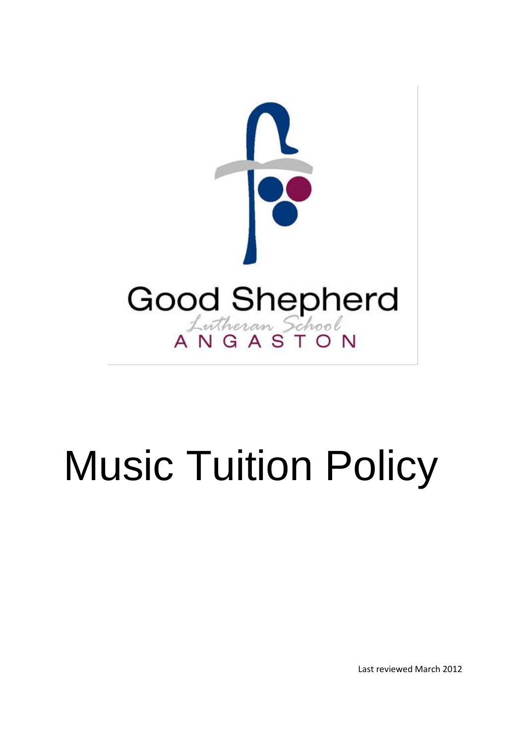Good Shepherd

Lutheran School

ANGASTON

# Music Tuition Policy

Last reviewed March 2012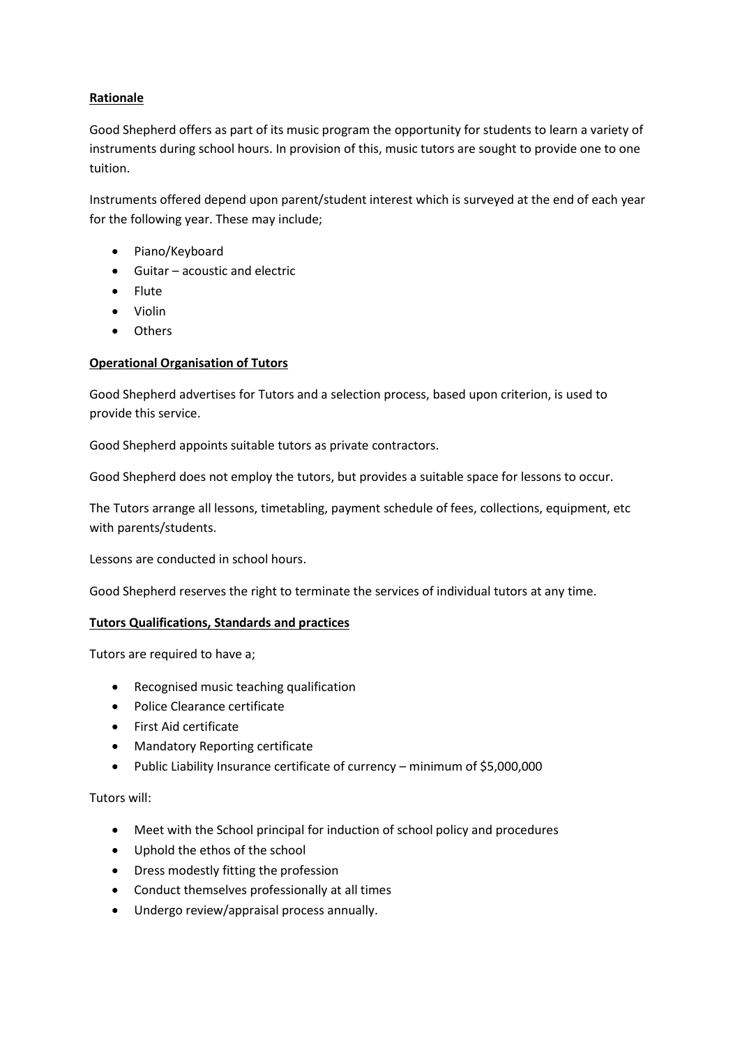**Rationale**

Good Shepherd offers as part of its music program the opportunity for students to learn a variety of instruments during school hours. In provision of this, music tutors are sought to provide one to one tuition.

Instruments offered depend upon parent/student interest which is surveyed at the end of each year for the following year. These may include;

- Piano/Keyboard
- Guitar – acoustic and electric
- Flute
- Violin
- Others

**Operational Organisation of Tutors**

Good Shepherd advertises for Tutors and a selection process, based upon criterion, is used to provide this service.

Good Shepherd appoints suitable tutors as private contractors.

Good Shepherd does not employ the tutors, but provides a suitable space for lessons to occur.

The Tutors arrange all lessons, timetabling, payment schedule of fees, collections, equipment, etc with parents/students.

Lessons are conducted in school hours.

Good Shepherd reserves the right to terminate the services of individual tutors at any time.

**Tutors Qualifications, Standards and practices**

Tutors are required to have a;

- Recognised music teaching qualification
- Police Clearance certificate
- First Aid certificate
- Mandatory Reporting certificate
- Public Liability Insurance certificate of currency – minimum of $5,000,000

Tutors will:

- Meet with the School principal for induction of school policy and procedures
- Uphold the ethos of the school
- Dress modestly fitting the profession
- Conduct themselves professionally at all times
- Undergo review/appraisal process annually.